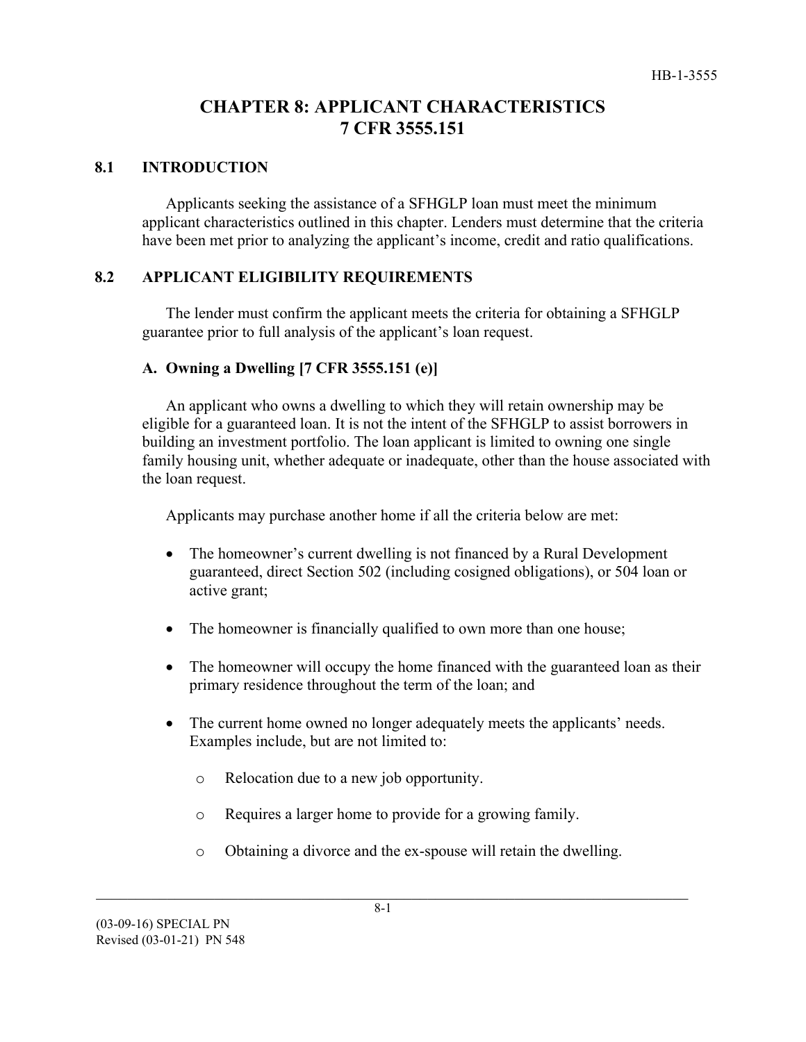# CHAPTER 8: APPLICANT CHARACTERISTICS 7 CFR 3555.151

## 8.1 INTRODUCTION

Applicants seeking the assistance of a SFHGLP loan must meet the minimum applicant characteristics outlined in this chapter. Lenders must determine that the criteria have been met prior to analyzing the applicant's income, credit and ratio qualifications.

## 8.2 APPLICANT ELIGIBILITY REQUIREMENTS

The lender must confirm the applicant meets the criteria for obtaining a SFHGLP guarantee prior to full analysis of the applicant's loan request.

### A. Owning a Dwelling [7 CFR 3555.151 (e)]

An applicant who owns a dwelling to which they will retain ownership may be eligible for a guaranteed loan. It is not the intent of the SFHGLP to assist borrowers in building an investment portfolio. The loan applicant is limited to owning one single family housing unit, whether adequate or inadequate, other than the house associated with the loan request.

Applicants may purchase another home if all the criteria below are met:

- The homeowner's current dwelling is not financed by a Rural Development guaranteed, direct Section 502 (including cosigned obligations), or 504 loan or active grant;
- The homeowner is financially qualified to own more than one house;
- The homeowner will occupy the home financed with the guaranteed loan as their primary residence throughout the term of the loan; and
- The current home owned no longer adequately meets the applicants' needs. Examples include, but are not limited to:
  - Relocation due to a new job opportunity.
  - Requires a larger home to provide for a growing family.
  - Obtaining a divorce and the ex-spouse will retain the dwelling.

(03-09-16) SPECIAL PN
Revised (03-01-21) PN 548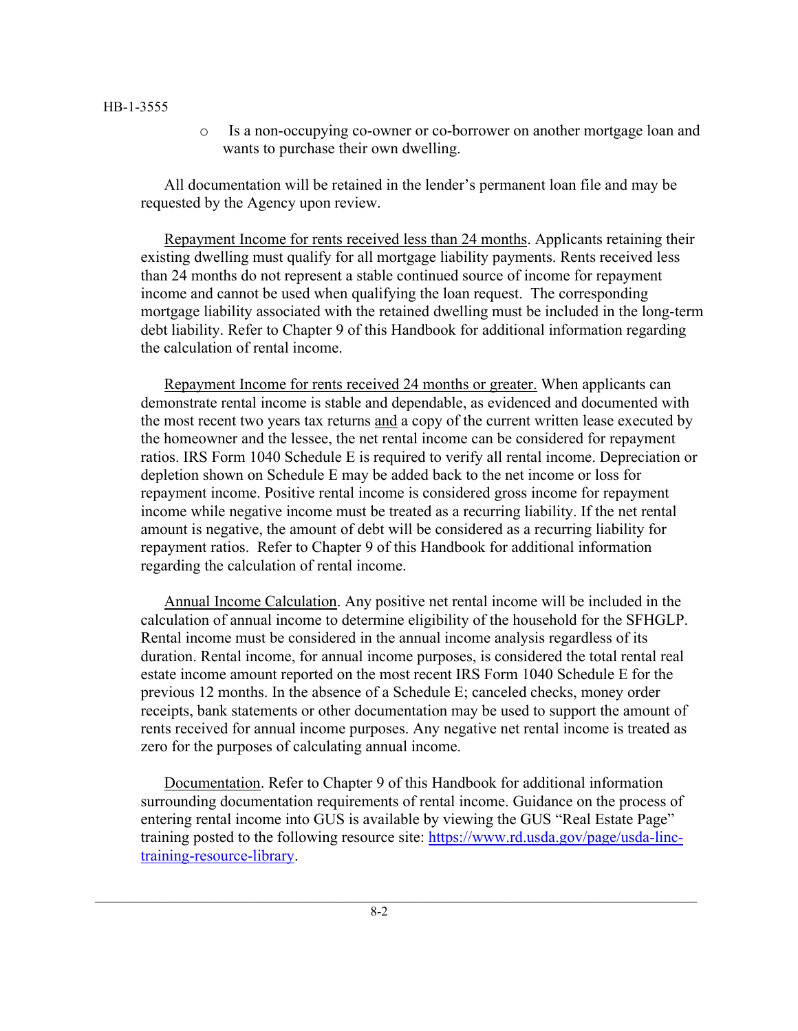- Is a non-occupying co-owner or co-borrower on another mortgage loan and wants to purchase their own dwelling.

All documentation will be retained in the lender's permanent loan file and may be requested by the Agency upon review.

<u>Repayment Income for rents received less than 24 months</u>. Applicants retaining their existing dwelling must qualify for all mortgage liability payments. Rents received less than 24 months do not represent a stable continued source of income for repayment income and cannot be used when qualifying the loan request. The corresponding mortgage liability associated with the retained dwelling must be included in the long-term debt liability. Refer to Chapter 9 of this Handbook for additional information regarding the calculation of rental income.

<u>Repayment Income for rents received 24 months or greater.</u> When applicants can demonstrate rental income is stable and dependable, as evidenced and documented with the most recent two years tax returns <u>and</u> a copy of the current written lease executed by the homeowner and the lessee, the net rental income can be considered for repayment ratios. IRS Form 1040 Schedule E is required to verify all rental income. Depreciation or depletion shown on Schedule E may be added back to the net income or loss for repayment income. Positive rental income is considered gross income for repayment income while negative income must be treated as a recurring liability. If the net rental amount is negative, the amount of debt will be considered as a recurring liability for repayment ratios. Refer to Chapter 9 of this Handbook for additional information regarding the calculation of rental income.

<u>Annual Income Calculation</u>. Any positive net rental income will be included in the calculation of annual income to determine eligibility of the household for the SFHGLP. Rental income must be considered in the annual income analysis regardless of its duration. Rental income, for annual income purposes, is considered the total rental real estate income amount reported on the most recent IRS Form 1040 Schedule E for the previous 12 months. In the absence of a Schedule E; canceled checks, money order receipts, bank statements or other documentation may be used to support the amount of rents received for annual income purposes. Any negative net rental income is treated as zero for the purposes of calculating annual income.

<u>Documentation</u>. Refer to Chapter 9 of this Handbook for additional information surrounding documentation requirements of rental income. Guidance on the process of entering rental income into GUS is available by viewing the GUS "Real Estate Page" training posted to the following resource site: [https://www.rd.usda.gov/page/usda-linc-training-resource-library](https://www.rd.usda.gov/page/usda-linc-training-resource-library).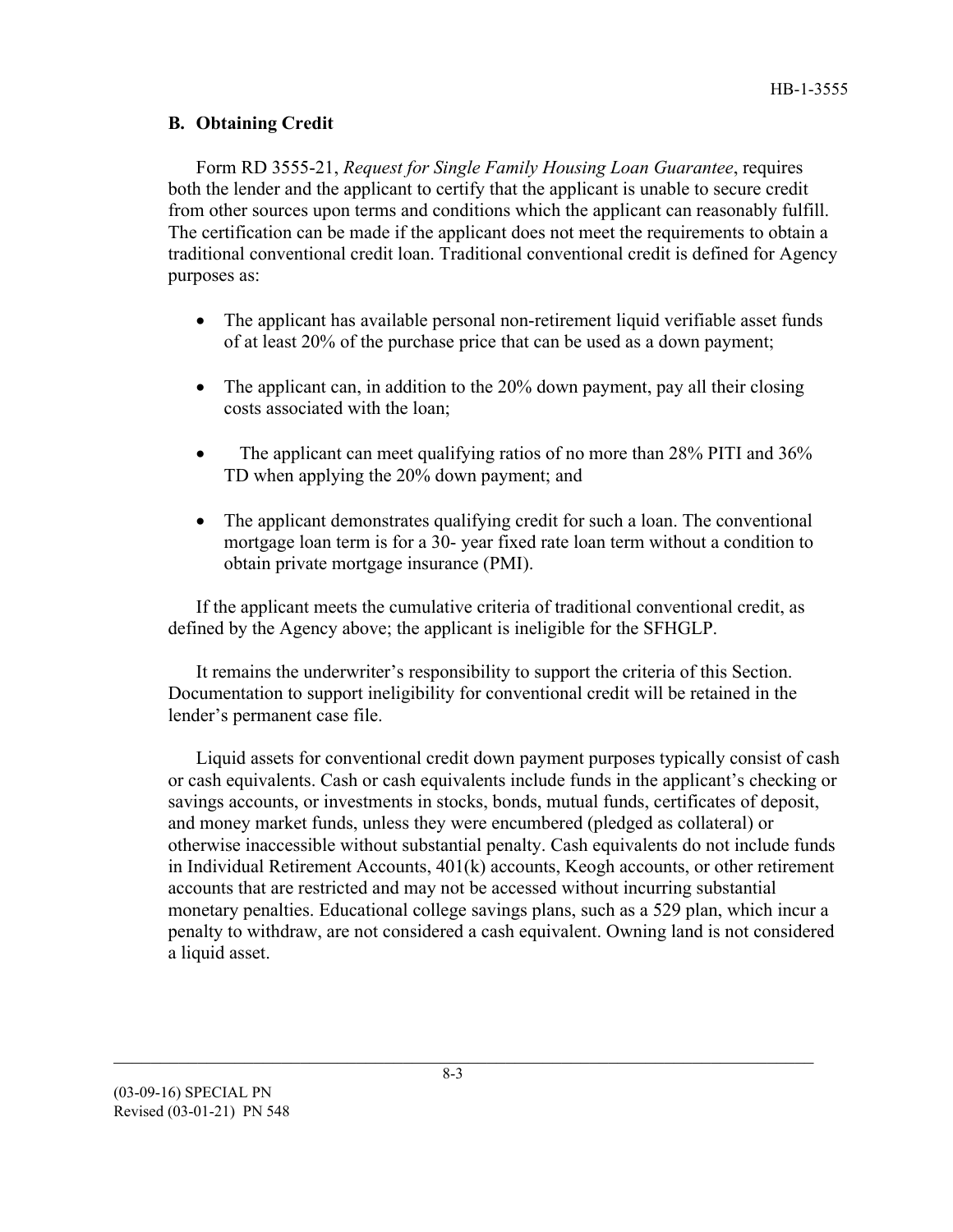### B. Obtaining Credit

Form RD 3555-21, *Request for Single Family Housing Loan Guarantee*, requires both the lender and the applicant to certify that the applicant is unable to secure credit from other sources upon terms and conditions which the applicant can reasonably fulfill. The certification can be made if the applicant does not meet the requirements to obtain a traditional conventional credit loan. Traditional conventional credit is defined for Agency purposes as:

- The applicant has available personal non-retirement liquid verifiable asset funds of at least 20% of the purchase price that can be used as a down payment;
- The applicant can, in addition to the 20% down payment, pay all their closing costs associated with the loan;
- The applicant can meet qualifying ratios of no more than 28% PITI and 36% TD when applying the 20% down payment; and
- The applicant demonstrates qualifying credit for such a loan. The conventional mortgage loan term is for a 30- year fixed rate loan term without a condition to obtain private mortgage insurance (PMI).

If the applicant meets the cumulative criteria of traditional conventional credit, as defined by the Agency above; the applicant is ineligible for the SFHGLP.

It remains the underwriter's responsibility to support the criteria of this Section. Documentation to support ineligibility for conventional credit will be retained in the lender's permanent case file.

Liquid assets for conventional credit down payment purposes typically consist of cash or cash equivalents. Cash or cash equivalents include funds in the applicant's checking or savings accounts, or investments in stocks, bonds, mutual funds, certificates of deposit, and money market funds, unless they were encumbered (pledged as collateral) or otherwise inaccessible without substantial penalty. Cash equivalents do not include funds in Individual Retirement Accounts, 401(k) accounts, Keogh accounts, or other retirement accounts that are restricted and may not be accessed without incurring substantial monetary penalties. Educational college savings plans, such as a 529 plan, which incur a penalty to withdraw, are not considered a cash equivalent. Owning land is not considered a liquid asset.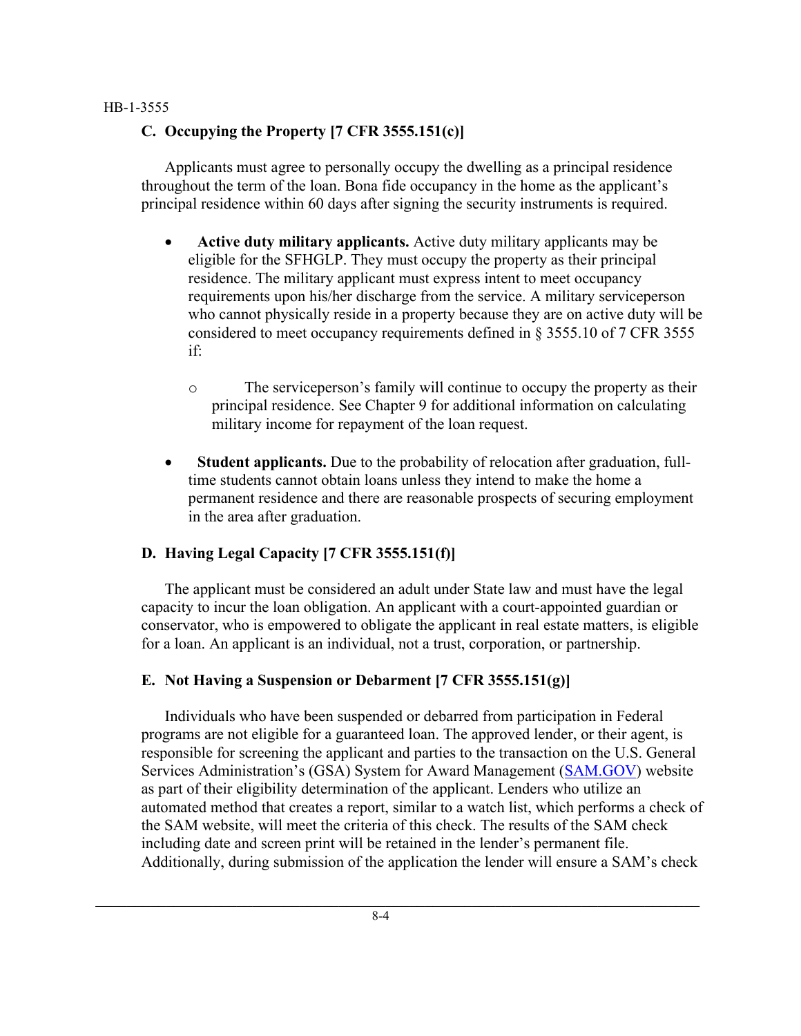## C. Occupying the Property [7 CFR 3555.151(c)]

Applicants must agree to personally occupy the dwelling as a principal residence throughout the term of the loan. Bona fide occupancy in the home as the applicant's principal residence within 60 days after signing the security instruments is required.

- **Active duty military applicants.** Active duty military applicants may be eligible for the SFHGLP. They must occupy the property as their principal residence. The military applicant must express intent to meet occupancy requirements upon his/her discharge from the service. A military serviceperson who cannot physically reside in a property because they are on active duty will be considered to meet occupancy requirements defined in § 3555.10 of 7 CFR 3555 if:
  - The serviceperson's family will continue to occupy the property as their principal residence. See Chapter 9 for additional information on calculating military income for repayment of the loan request.
- **Student applicants.** Due to the probability of relocation after graduation, full-time students cannot obtain loans unless they intend to make the home a permanent residence and there are reasonable prospects of securing employment in the area after graduation.

## D. Having Legal Capacity [7 CFR 3555.151(f)]

The applicant must be considered an adult under State law and must have the legal capacity to incur the loan obligation. An applicant with a court-appointed guardian or conservator, who is empowered to obligate the applicant in real estate matters, is eligible for a loan. An applicant is an individual, not a trust, corporation, or partnership.

## E. Not Having a Suspension or Debarment [7 CFR 3555.151(g)]

Individuals who have been suspended or debarred from participation in Federal programs are not eligible for a guaranteed loan. The approved lender, or their agent, is responsible for screening the applicant and parties to the transaction on the U.S. General Services Administration's (GSA) System for Award Management (SAM.GOV) website as part of their eligibility determination of the applicant. Lenders who utilize an automated method that creates a report, similar to a watch list, which performs a check of the SAM website, will meet the criteria of this check. The results of the SAM check including date and screen print will be retained in the lender's permanent file. Additionally, during submission of the application the lender will ensure a SAM's check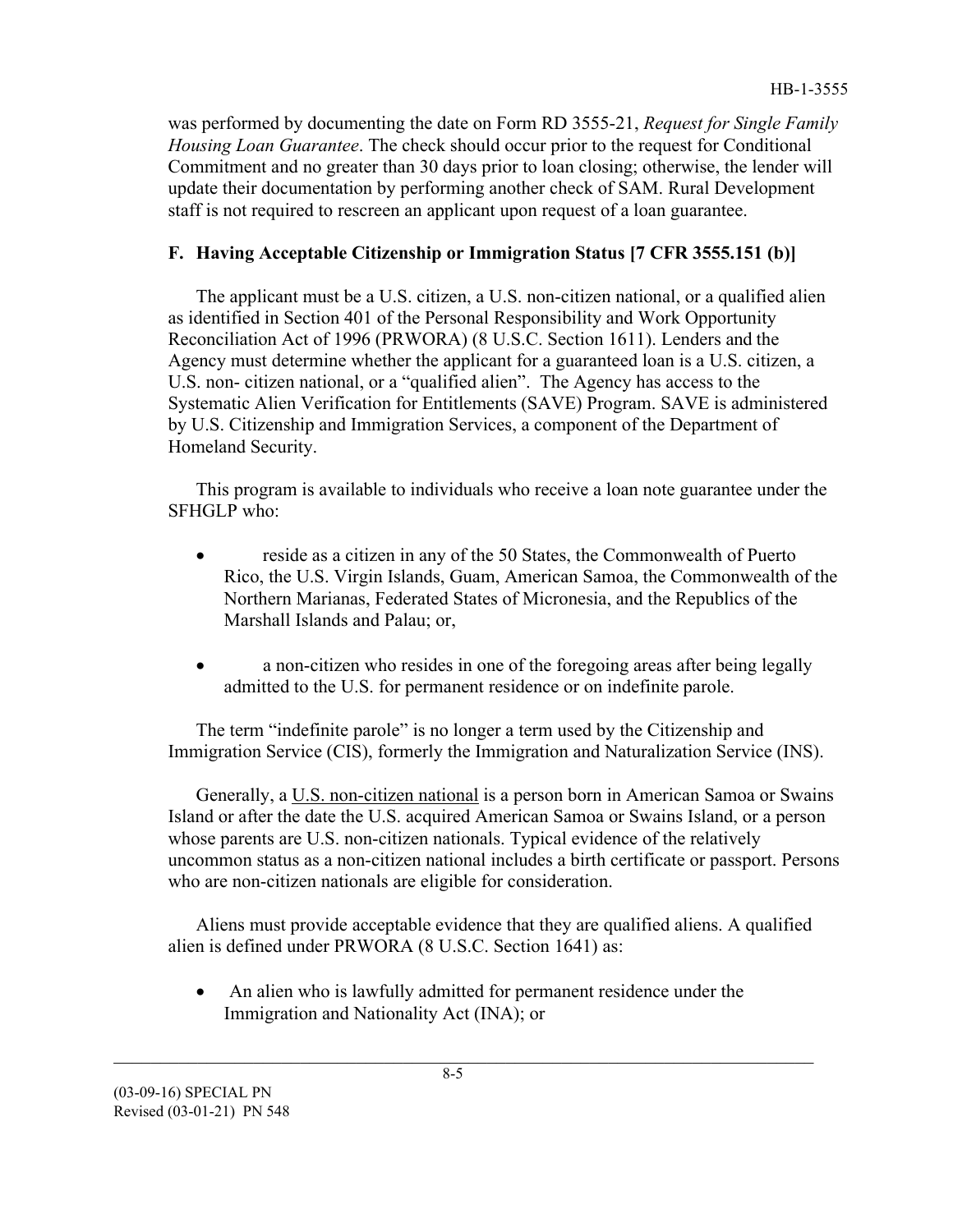was performed by documenting the date on Form RD 3555-21, *Request for Single Family Housing Loan Guarantee*. The check should occur prior to the request for Conditional Commitment and no greater than 30 days prior to loan closing; otherwise, the lender will update their documentation by performing another check of SAM. Rural Development staff is not required to rescreen an applicant upon request of a loan guarantee.

### F. Having Acceptable Citizenship or Immigration Status [7 CFR 3555.151 (b)]

The applicant must be a U.S. citizen, a U.S. non-citizen national, or a qualified alien as identified in Section 401 of the Personal Responsibility and Work Opportunity Reconciliation Act of 1996 (PRWORA) (8 U.S.C. Section 1611). Lenders and the Agency must determine whether the applicant for a guaranteed loan is a U.S. citizen, a U.S. non- citizen national, or a "qualified alien". The Agency has access to the Systematic Alien Verification for Entitlements (SAVE) Program. SAVE is administered by U.S. Citizenship and Immigration Services, a component of the Department of Homeland Security.

This program is available to individuals who receive a loan note guarantee under the SFHGLP who:

- reside as a citizen in any of the 50 States, the Commonwealth of Puerto Rico, the U.S. Virgin Islands, Guam, American Samoa, the Commonwealth of the Northern Marianas, Federated States of Micronesia, and the Republics of the Marshall Islands and Palau; or,
- a non-citizen who resides in one of the foregoing areas after being legally admitted to the U.S. for permanent residence or on indefinite parole.

The term "indefinite parole" is no longer a term used by the Citizenship and Immigration Service (CIS), formerly the Immigration and Naturalization Service (INS).

Generally, a U.S. non-citizen national is a person born in American Samoa or Swains Island or after the date the U.S. acquired American Samoa or Swains Island, or a person whose parents are U.S. non-citizen nationals. Typical evidence of the relatively uncommon status as a non-citizen national includes a birth certificate or passport. Persons who are non-citizen nationals are eligible for consideration.

Aliens must provide acceptable evidence that they are qualified aliens. A qualified alien is defined under PRWORA (8 U.S.C. Section 1641) as:

- An alien who is lawfully admitted for permanent residence under the Immigration and Nationality Act (INA); or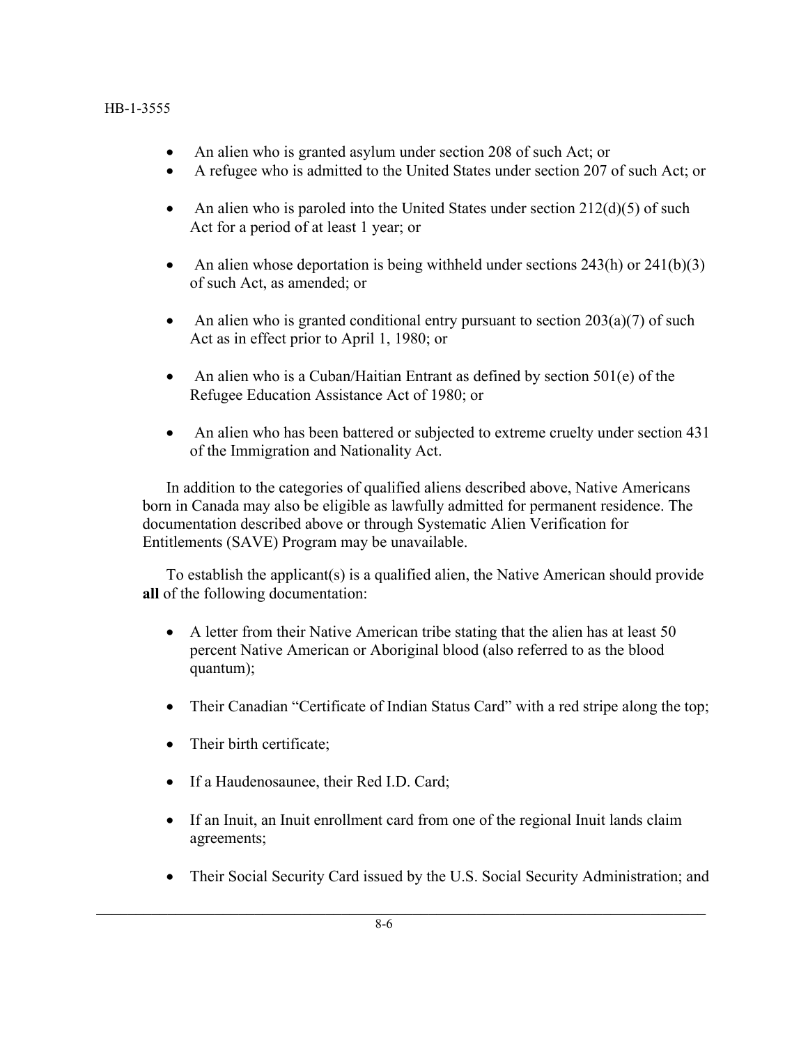- An alien who is granted asylum under section 208 of such Act; or
- A refugee who is admitted to the United States under section 207 of such Act; or
- An alien who is paroled into the United States under section 212(d)(5) of such Act for a period of at least 1 year; or
- An alien whose deportation is being withheld under sections 243(h) or 241(b)(3) of such Act, as amended; or
- An alien who is granted conditional entry pursuant to section 203(a)(7) of such Act as in effect prior to April 1, 1980; or
- An alien who is a Cuban/Haitian Entrant as defined by section 501(e) of the Refugee Education Assistance Act of 1980; or
- An alien who has been battered or subjected to extreme cruelty under section 431 of the Immigration and Nationality Act.

In addition to the categories of qualified aliens described above, Native Americans born in Canada may also be eligible as lawfully admitted for permanent residence. The documentation described above or through Systematic Alien Verification for Entitlements (SAVE) Program may be unavailable.

To establish the applicant(s) is a qualified alien, the Native American should provide **all** of the following documentation:

- A letter from their Native American tribe stating that the alien has at least 50 percent Native American or Aboriginal blood (also referred to as the blood quantum);
- Their Canadian "Certificate of Indian Status Card" with a red stripe along the top;
- Their birth certificate;
- If a Haudenosaunee, their Red I.D. Card;
- If an Inuit, an Inuit enrollment card from one of the regional Inuit lands claim agreements;
- Their Social Security Card issued by the U.S. Social Security Administration; and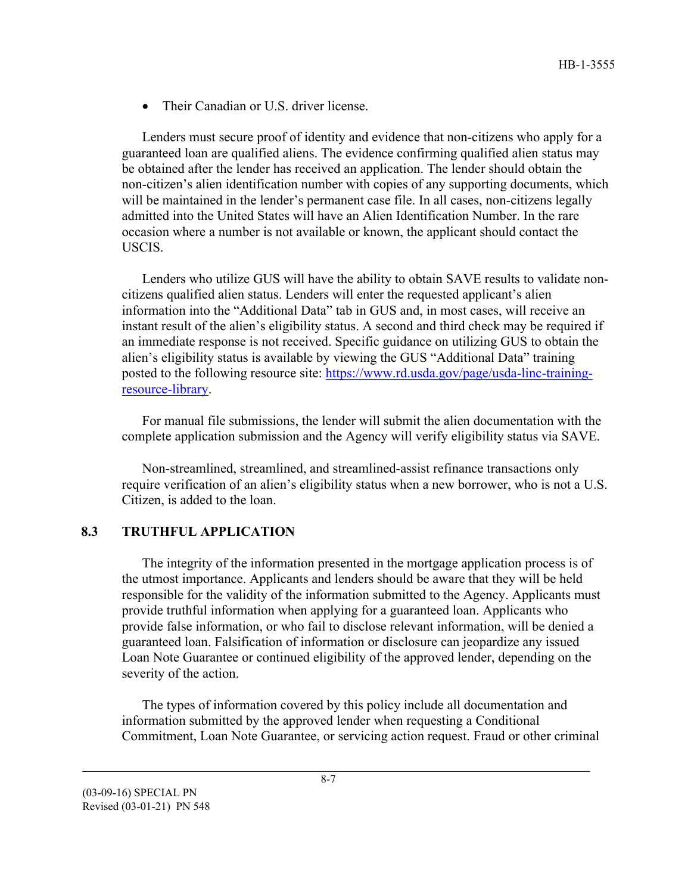- Their Canadian or U.S. driver license.

Lenders must secure proof of identity and evidence that non-citizens who apply for a guaranteed loan are qualified aliens. The evidence confirming qualified alien status may be obtained after the lender has received an application. The lender should obtain the non-citizen's alien identification number with copies of any supporting documents, which will be maintained in the lender's permanent case file. In all cases, non-citizens legally admitted into the United States will have an Alien Identification Number. In the rare occasion where a number is not available or known, the applicant should contact the USCIS.

Lenders who utilize GUS will have the ability to obtain SAVE results to validate non-citizens qualified alien status. Lenders will enter the requested applicant's alien information into the "Additional Data" tab in GUS and, in most cases, will receive an instant result of the alien's eligibility status. A second and third check may be required if an immediate response is not received. Specific guidance on utilizing GUS to obtain the alien's eligibility status is available by viewing the GUS "Additional Data" training posted to the following resource site: [https://www.rd.usda.gov/page/usda-linc-training-resource-library](https://www.rd.usda.gov/page/usda-linc-training-resource-library).

For manual file submissions, the lender will submit the alien documentation with the complete application submission and the Agency will verify eligibility status via SAVE.

Non-streamlined, streamlined, and streamlined-assist refinance transactions only require verification of an alien's eligibility status when a new borrower, who is not a U.S. Citizen, is added to the loan.

## 8.3 TRUTHFUL APPLICATION

The integrity of the information presented in the mortgage application process is of the utmost importance. Applicants and lenders should be aware that they will be held responsible for the validity of the information submitted to the Agency. Applicants must provide truthful information when applying for a guaranteed loan. Applicants who provide false information, or who fail to disclose relevant information, will be denied a guaranteed loan. Falsification of information or disclosure can jeopardize any issued Loan Note Guarantee or continued eligibility of the approved lender, depending on the severity of the action.

The types of information covered by this policy include all documentation and information submitted by the approved lender when requesting a Conditional Commitment, Loan Note Guarantee, or servicing action request. Fraud or other criminal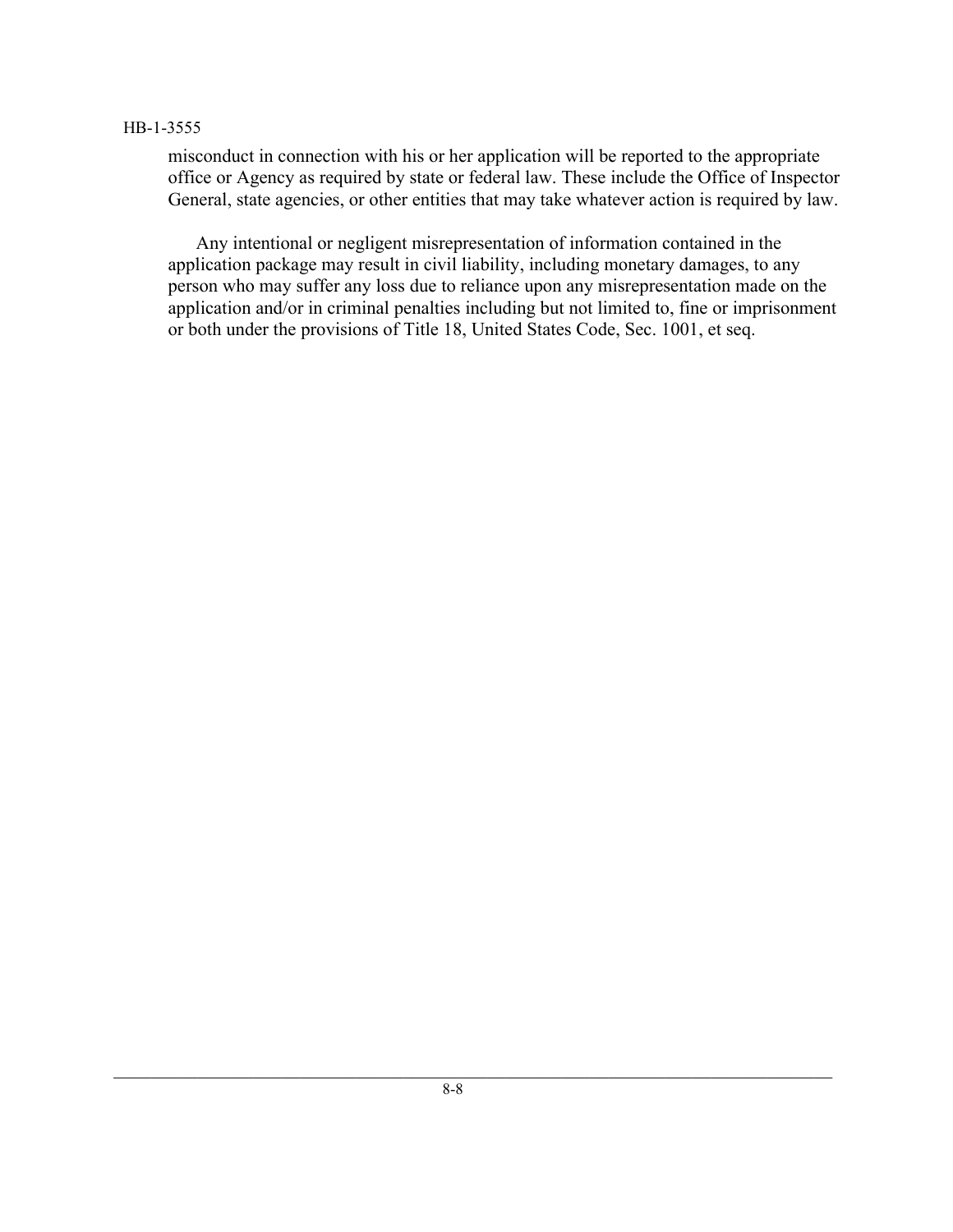misconduct in connection with his or her application will be reported to the appropriate office or Agency as required by state or federal law. These include the Office of Inspector General, state agencies, or other entities that may take whatever action is required by law.

Any intentional or negligent misrepresentation of information contained in the application package may result in civil liability, including monetary damages, to any person who may suffer any loss due to reliance upon any misrepresentation made on the application and/or in criminal penalties including but not limited to, fine or imprisonment or both under the provisions of Title 18, United States Code, Sec. 1001, et seq.